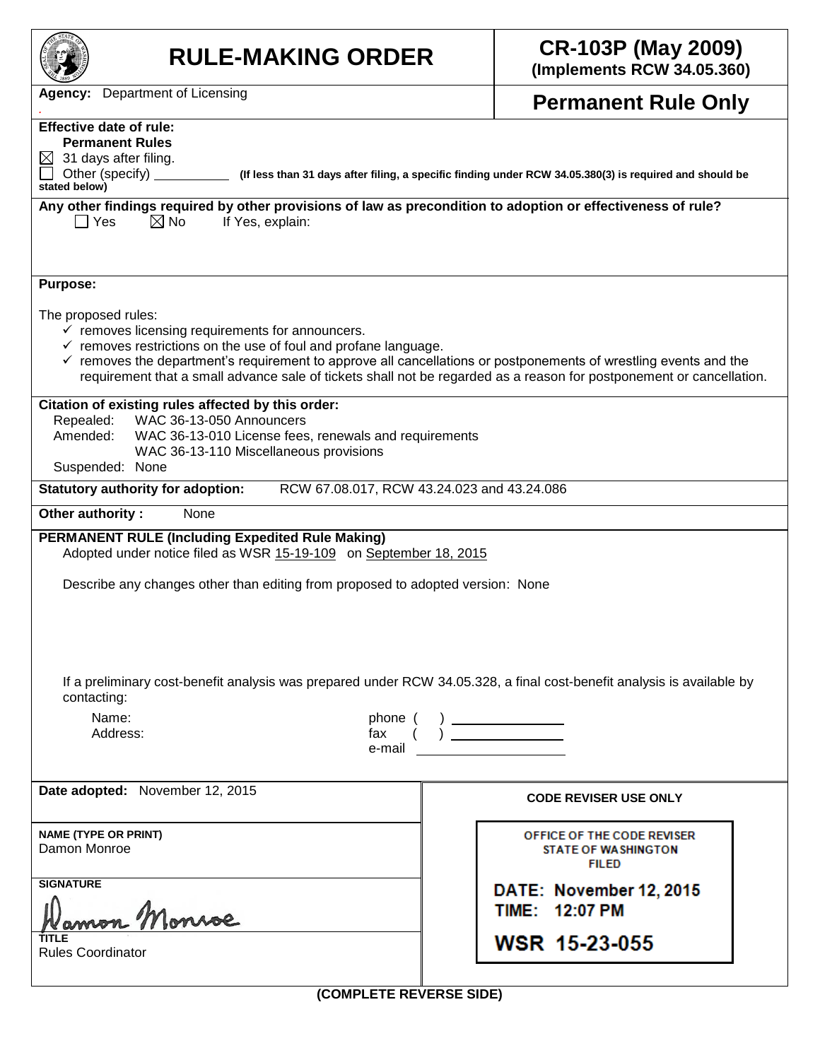# RULE-MAKING ORDER

**CR-103P (May 2009)**
**(Implements RCW 34.05.360)**

**Agency:** Department of Licensing

**Permanent Rule Only**

**Effective date of rule:**
**Permanent Rules**
☒ 31 days after filing.
☐ Other (specify) __________ **(If less than 31 days after filing, a specific finding under RCW 34.05.380(3) is required and should be stated below)**

**Any other findings required by other provisions of law as precondition to adoption or effectiveness of rule?**
☐ Yes ☒ No If Yes, explain:

**Purpose:**

The proposed rules:

- ✓ removes licensing requirements for announcers.
- ✓ removes restrictions on the use of foul and profane language.
- ✓ removes the department's requirement to approve all cancellations or postponements of wrestling events and the requirement that a small advance sale of tickets shall not be regarded as a reason for postponement or cancellation.

**Citation of existing rules affected by this order:**
Repealed: WAC 36-13-050 Announcers
Amended: WAC 36-13-010 License fees, renewals and requirements
WAC 36-13-110 Miscellaneous provisions
Suspended: None

**Statutory authority for adoption:** RCW 67.08.017, RCW 43.24.023 and 43.24.086

**Other authority :** None

**PERMANENT RULE (Including Expedited Rule Making)**
Adopted under notice filed as WSR 15-19-109 on September 18, 2015

Describe any changes other than editing from proposed to adopted version: None

If a preliminary cost-benefit analysis was prepared under RCW 34.05.328, a final cost-benefit analysis is available by contacting:

Name: phone ( ) __________
Address: fax ( ) __________
e-mail __________

**Date adopted:** November 12, 2015

**NAME (TYPE OR PRINT)**
Damon Monroe

**SIGNATURE**
Damon Monroe

**TITLE**
Rules Coordinator

**CODE REVISER USE ONLY**

OFFICE OF THE CODE REVISER
STATE OF WASHINGTON
FILED

DATE: November 12, 2015
TIME: 12:07 PM

WSR 15-23-055

**(COMPLETE REVERSE SIDE)**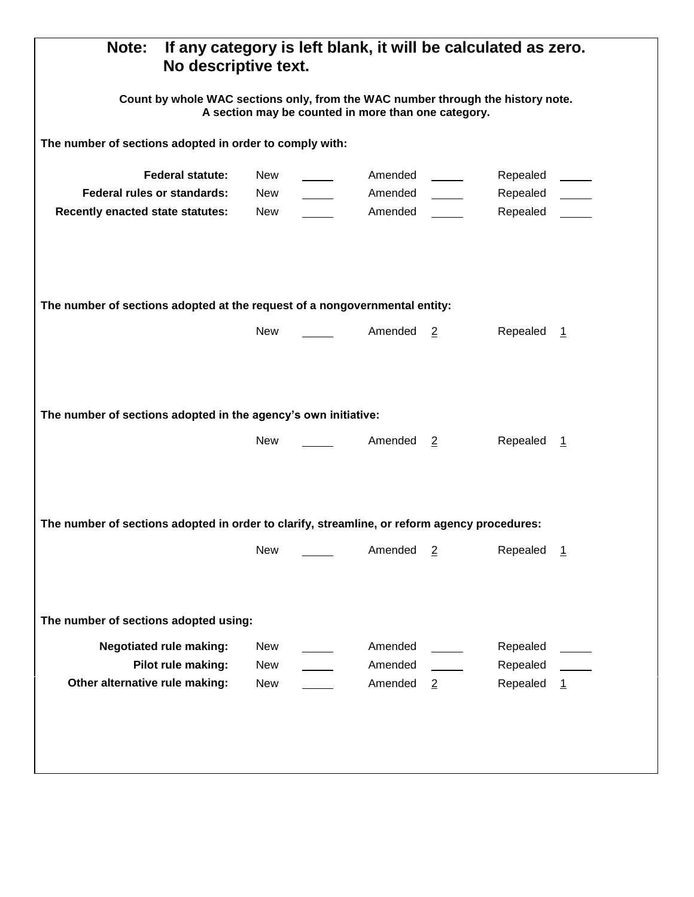**Note: If any category is left blank, it will be calculated as zero. No descriptive text.**

**Count by whole WAC sections only, from the WAC number through the history note. A section may be counted in more than one category.**

**The number of sections adopted in order to comply with:**

| | | | | | | |
|---|---|---|---|---|---|---|
| **Federal statute:** | New | | Amended | | Repealed | |
| **Federal rules or standards:** | New | | Amended | | Repealed | |
| **Recently enacted state statutes:** | New | | Amended | | Repealed | |

**The number of sections adopted at the request of a nongovernmental entity:**

| | | | | | |
|---|---|---|---|---|---|
| New | | Amended | 2 | Repealed | 1 |

**The number of sections adopted in the agency's own initiative:**

| | | | | | |
|---|---|---|---|---|---|
| New | | Amended | 2 | Repealed | 1 |

**The number of sections adopted in order to clarify, streamline, or reform agency procedures:**

| | | | | | |
|---|---|---|---|---|---|
| New | | Amended | 2 | Repealed | 1 |

**The number of sections adopted using:**

| | | | | | | |
|---|---|---|---|---|---|---|
| **Negotiated rule making:** | New | | Amended | | Repealed | |
| **Pilot rule making:** | New | | Amended | | Repealed | |
| **Other alternative rule making:** | New | | Amended | 2 | Repealed | 1 |